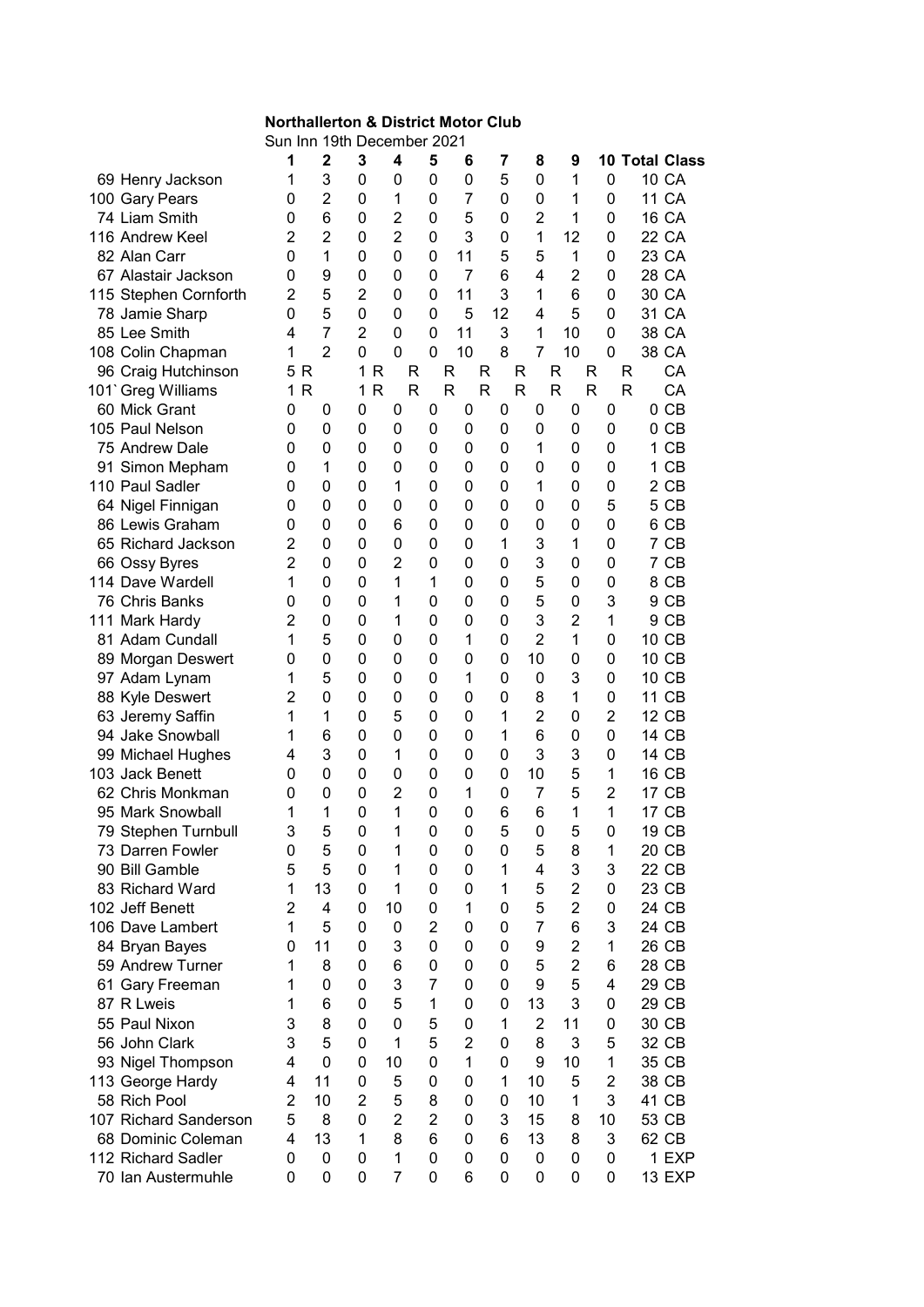**Northallerton & District Motor Club**

Sun Inn 19th December 2021

| | 1 | 2 | 3 | 4 | 5 | 6 | 7 | 8 | 9 | 10 | Total | Class |
|---|---|---|---|---|---|---|---|---|---|---|---|---|
| 69 Henry Jackson | 1 | 3 | 0 | 0 | 0 | 0 | 5 | 0 | 1 | 0 | 10 | CA |
| 100 Gary Pears | 0 | 2 | 0 | 1 | 0 | 7 | 0 | 0 | 1 | 0 | 11 | CA |
| 74 Liam Smith | 0 | 6 | 0 | 2 | 0 | 5 | 0 | 2 | 1 | 0 | 16 | CA |
| 116 Andrew Keel | 2 | 2 | 0 | 2 | 0 | 3 | 0 | 1 | 12 | 0 | 22 | CA |
| 82 Alan Carr | 0 | 1 | 0 | 0 | 0 | 11 | 5 | 5 | 1 | 0 | 23 | CA |
| 67 Alastair Jackson | 0 | 9 | 0 | 0 | 0 | 7 | 6 | 4 | 2 | 0 | 28 | CA |
| 115 Stephen Cornforth | 2 | 5 | 2 | 0 | 0 | 11 | 3 | 1 | 6 | 0 | 30 | CA |
| 78 Jamie Sharp | 0 | 5 | 0 | 0 | 0 | 5 | 12 | 4 | 5 | 0 | 31 | CA |
| 85 Lee Smith | 4 | 7 | 2 | 0 | 0 | 11 | 3 | 1 | 10 | 0 | 38 | CA |
| 108 Colin Chapman | 1 | 2 | 0 | 0 | 0 | 10 | 8 | 7 | 10 | 0 | 38 | CA |
| 96 Craig Hutchinson | 5 | R | 1 | R | R | R | R | R | R | R | R | CA |
| 101` Greg Williams | 1 | R | 1 | R | R | R | R | R | R | R | R | CA |
| 60 Mick Grant | 0 | 0 | 0 | 0 | 0 | 0 | 0 | 0 | 0 | 0 | 0 | CB |
| 105 Paul Nelson | 0 | 0 | 0 | 0 | 0 | 0 | 0 | 0 | 0 | 0 | 0 | CB |
| 75 Andrew Dale | 0 | 0 | 0 | 0 | 0 | 0 | 0 | 1 | 0 | 0 | 1 | CB |
| 91 Simon Mepham | 0 | 1 | 0 | 0 | 0 | 0 | 0 | 0 | 0 | 0 | 1 | CB |
| 110 Paul Sadler | 0 | 0 | 0 | 1 | 0 | 0 | 0 | 1 | 0 | 0 | 2 | CB |
| 64 Nigel Finnigan | 0 | 0 | 0 | 0 | 0 | 0 | 0 | 0 | 0 | 5 | 5 | CB |
| 86 Lewis Graham | 0 | 0 | 0 | 6 | 0 | 0 | 0 | 0 | 0 | 0 | 6 | CB |
| 65 Richard Jackson | 2 | 0 | 0 | 0 | 0 | 0 | 1 | 3 | 1 | 0 | 7 | CB |
| 66 Ossy Byres | 2 | 0 | 0 | 2 | 0 | 0 | 0 | 3 | 0 | 0 | 7 | CB |
| 114 Dave Wardell | 1 | 0 | 0 | 1 | 1 | 0 | 0 | 5 | 0 | 0 | 8 | CB |
| 76 Chris Banks | 0 | 0 | 0 | 1 | 0 | 0 | 0 | 5 | 0 | 3 | 9 | CB |
| 111 Mark Hardy | 2 | 0 | 0 | 1 | 0 | 0 | 0 | 3 | 2 | 1 | 9 | CB |
| 81 Adam Cundall | 1 | 5 | 0 | 0 | 0 | 1 | 0 | 2 | 1 | 0 | 10 | CB |
| 89 Morgan Deswert | 0 | 0 | 0 | 0 | 0 | 0 | 0 | 10 | 0 | 0 | 10 | CB |
| 97 Adam Lynam | 1 | 5 | 0 | 0 | 0 | 1 | 0 | 0 | 3 | 0 | 10 | CB |
| 88 Kyle Deswert | 2 | 0 | 0 | 0 | 0 | 0 | 0 | 8 | 1 | 0 | 11 | CB |
| 63 Jeremy Saffin | 1 | 1 | 0 | 5 | 0 | 0 | 1 | 2 | 0 | 2 | 12 | CB |
| 94 Jake Snowball | 1 | 6 | 0 | 0 | 0 | 0 | 1 | 6 | 0 | 0 | 14 | CB |
| 99 Michael Hughes | 4 | 3 | 0 | 1 | 0 | 0 | 0 | 3 | 3 | 0 | 14 | CB |
| 103 Jack Benett | 0 | 0 | 0 | 0 | 0 | 0 | 0 | 10 | 5 | 1 | 16 | CB |
| 62 Chris Monkman | 0 | 0 | 0 | 2 | 0 | 1 | 0 | 7 | 5 | 2 | 17 | CB |
| 95 Mark Snowball | 1 | 1 | 0 | 1 | 0 | 0 | 6 | 6 | 1 | 1 | 17 | CB |
| 79 Stephen Turnbull | 3 | 5 | 0 | 1 | 0 | 0 | 5 | 0 | 5 | 0 | 19 | CB |
| 73 Darren Fowler | 0 | 5 | 0 | 1 | 0 | 0 | 0 | 5 | 8 | 1 | 20 | CB |
| 90 Bill Gamble | 5 | 5 | 0 | 1 | 0 | 0 | 1 | 4 | 3 | 3 | 22 | CB |
| 83 Richard Ward | 1 | 13 | 0 | 1 | 0 | 0 | 1 | 5 | 2 | 0 | 23 | CB |
| 102 Jeff Benett | 2 | 4 | 0 | 10 | 0 | 1 | 0 | 5 | 2 | 0 | 24 | CB |
| 106 Dave Lambert | 1 | 5 | 0 | 0 | 2 | 0 | 0 | 7 | 6 | 3 | 24 | CB |
| 84 Bryan Bayes | 0 | 11 | 0 | 3 | 0 | 0 | 0 | 9 | 2 | 1 | 26 | CB |
| 59 Andrew Turner | 1 | 8 | 0 | 6 | 0 | 0 | 0 | 5 | 2 | 6 | 28 | CB |
| 61 Gary Freeman | 1 | 0 | 0 | 3 | 7 | 0 | 0 | 9 | 5 | 4 | 29 | CB |
| 87 R Lweis | 1 | 6 | 0 | 5 | 1 | 0 | 0 | 13 | 3 | 0 | 29 | CB |
| 55 Paul Nixon | 3 | 8 | 0 | 0 | 5 | 0 | 1 | 2 | 11 | 0 | 30 | CB |
| 56 John Clark | 3 | 5 | 0 | 1 | 5 | 2 | 0 | 8 | 3 | 5 | 32 | CB |
| 93 Nigel Thompson | 4 | 0 | 0 | 10 | 0 | 1 | 0 | 9 | 10 | 1 | 35 | CB |
| 113 George Hardy | 4 | 11 | 0 | 5 | 0 | 0 | 1 | 10 | 5 | 2 | 38 | CB |
| 58 Rich Pool | 2 | 10 | 2 | 5 | 8 | 0 | 0 | 10 | 1 | 3 | 41 | CB |
| 107 Richard Sanderson | 5 | 8 | 0 | 2 | 2 | 0 | 3 | 15 | 8 | 10 | 53 | CB |
| 68 Dominic Coleman | 4 | 13 | 1 | 8 | 6 | 0 | 6 | 13 | 8 | 3 | 62 | CB |
| 112 Richard Sadler | 0 | 0 | 0 | 1 | 0 | 0 | 0 | 0 | 0 | 0 | 1 | EXP |
| 70 Ian Austermuhle | 0 | 0 | 0 | 7 | 0 | 6 | 0 | 0 | 0 | 0 | 13 | EXP |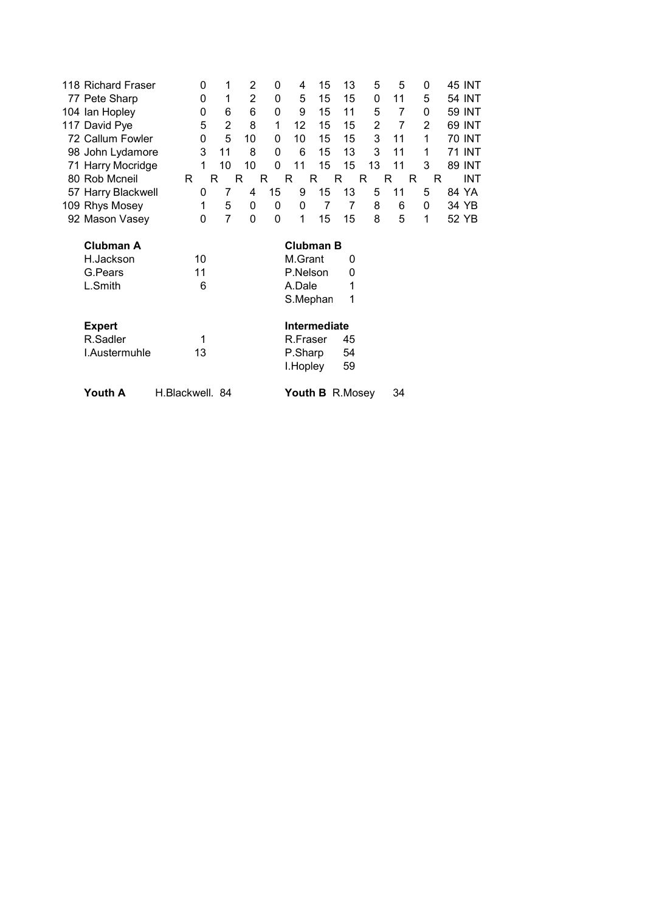| | | | | | | | | | | | | | | |
|---|---|---|---|---|---|---|---|---|---|---|---|---|---|---|
| 118 | Richard Fraser | 0 | 1 | 2 | 0 | 4 | 15 | 13 | 5 | 5 | 0 | | 45 | INT |
| 77 | Pete Sharp | 0 | 1 | 2 | 0 | 5 | 15 | 15 | 0 | 11 | 5 | | 54 | INT |
| 104 | Ian Hopley | 0 | 6 | 6 | 0 | 9 | 15 | 11 | 5 | 7 | 0 | | 59 | INT |
| 117 | David Pye | 5 | 2 | 8 | 1 | 12 | 15 | 15 | 2 | 7 | 2 | | 69 | INT |
| 72 | Callum Fowler | 0 | 5 | 10 | 0 | 10 | 15 | 15 | 3 | 11 | 1 | | 70 | INT |
| 98 | John Lydamore | 3 | 11 | 8 | 0 | 6 | 15 | 13 | 3 | 11 | 1 | | 71 | INT |
| 71 | Harry Mocridge | 1 | 10 | 10 | 0 | 11 | 15 | 15 | 13 | 11 | 3 | | 89 | INT |
| 80 | Rob Mcneil | R | R | R | R | R | R | R | R | R | R | R | | INT |
| 57 | Harry Blackwell | 0 | 7 | 4 | 15 | 9 | 15 | 13 | 5 | 11 | 5 | | 84 | YA |
| 109 | Rhys Mosey | 1 | 5 | 0 | 0 | 0 | 7 | 7 | 8 | 6 | 0 | | 34 | YB |
| 92 | Mason Vasey | 0 | 7 | 0 | 0 | 1 | 15 | 15 | 8 | 5 | 1 | | 52 | YB |

| **Clubman A** | | **Clubman B** | |
|---|---|---|---|
| H.Jackson | 10 | M.Grant | 0 |
| G.Pears | 11 | P.Nelson | 0 |
| L.Smith | 6 | A.Dale | 1 |
| | | S.Mephan | 1 |

| **Expert** | | **Intermediate** | |
|---|---|---|---|
| R.Sadler | 1 | R.Fraser | 45 |
| I.Austermuhle | 13 | P.Sharp | 54 |
| | | I.Hopley | 59 |

**Youth A** H.Blackwell. 84

**Youth B** R.Mosey 34